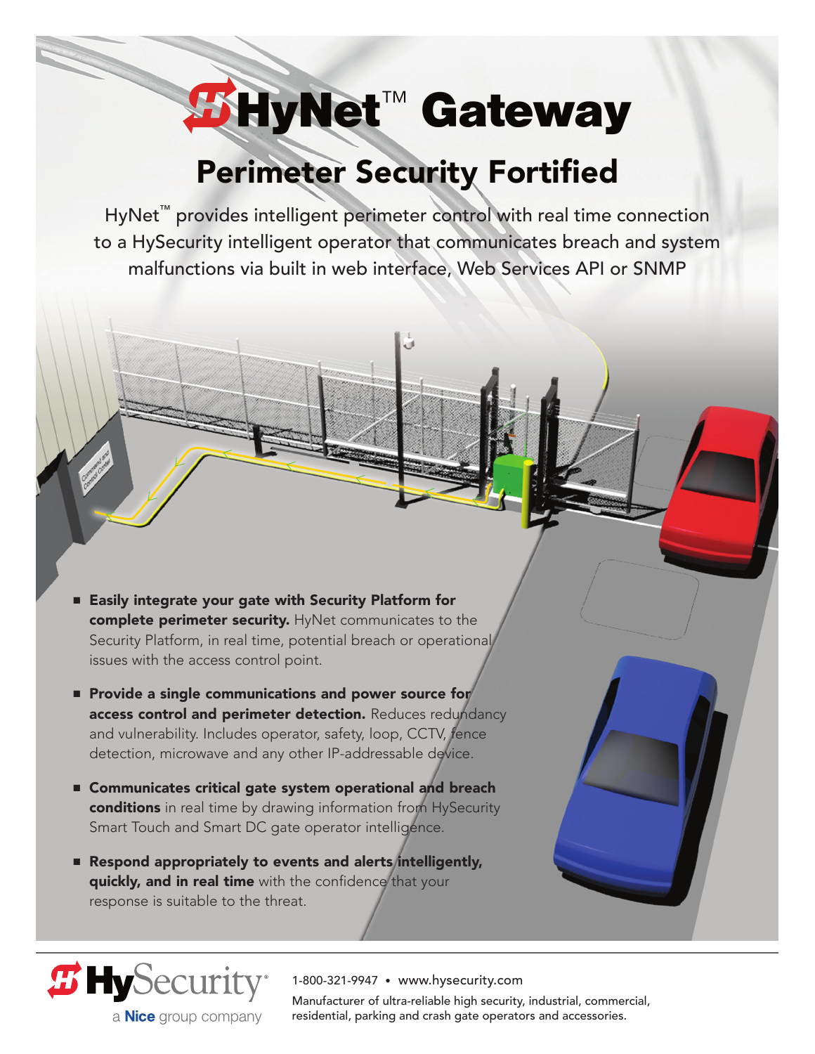# HyNet™ Gateway

## Perimeter Security Fortified

HyNet™ provides intelligent perimeter control with real time connection to a HySecurity intelligent operator that communicates breach and system malfunctions via built in web interface, Web Services API or SNMP

- **Easily integrate your gate with Security Platform for complete perimeter security.** HyNet communicates to the Security Platform, in real time, potential breach or operational issues with the access control point.
- **Provide a single communications and power source for access control and perimeter detection.** Reduces redundancy and vulnerability. Includes operator, safety, loop, CCTV, fence detection, microwave and any other IP-addressable device.
- **Communicates critical gate system operational and breach conditions** in real time by drawing information from HySecurity Smart Touch and Smart DC gate operator intelligence.
- **Respond appropriately to events and alerts intelligently, quickly, and in real time** with the confidence that your response is suitable to the threat.

HySecurity®
a Nice group company

1-800-321-9947 • www.hysecurity.com

Manufacturer of ultra-reliable high security, industrial, commercial, residential, parking and crash gate operators and accessories.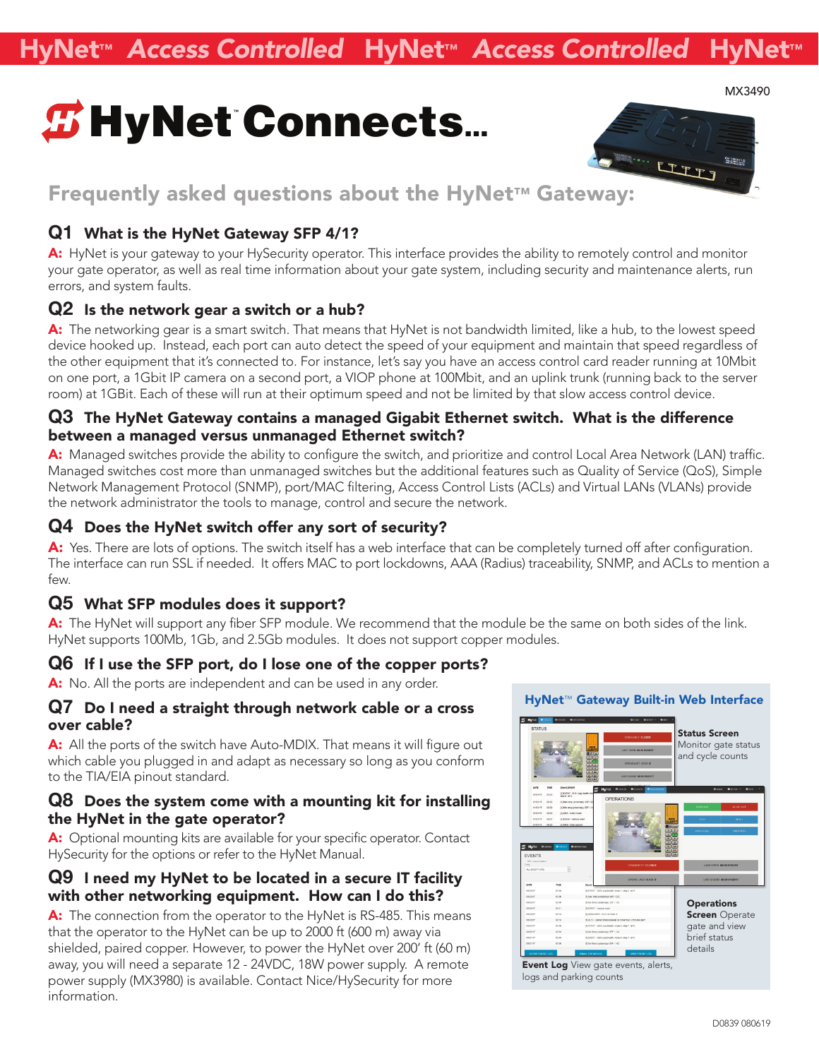HyNet™ *Access Controlled* HyNet™ *Access Controlled* HyNet™

MX3490

# HyNet Connects...

## Frequently asked questions about the HyNet™ Gateway:

### Q1 What is the HyNet Gateway SFP 4/1?

**A:** HyNet is your gateway to your HySecurity operator. This interface provides the ability to remotely control and monitor your gate operator, as well as real time information about your gate system, including security and maintenance alerts, run errors, and system faults.

### Q2 Is the network gear a switch or a hub?

**A:** The networking gear is a smart switch. That means that HyNet is not bandwidth limited, like a hub, to the lowest speed device hooked up. Instead, each port can auto detect the speed of your equipment and maintain that speed regardless of the other equipment that it's connected to. For instance, let's say you have an access control card reader running at 10Mbit on one port, a 1Gbit IP camera on a second port, a VIOP phone at 100Mbit, and an uplink trunk (running back to the server room) at 1GBit. Each of these will run at their optimum speed and not be limited by that slow access control device.

### Q3 The HyNet Gateway contains a managed Gigabit Ethernet switch. What is the difference between a managed versus unmanaged Ethernet switch?

**A:** Managed switches provide the ability to configure the switch, and prioritize and control Local Area Network (LAN) traffic. Managed switches cost more than unmanaged switches but the additional features such as Quality of Service (QoS), Simple Network Management Protocol (SNMP), port/MAC filtering, Access Control Lists (ACLs) and Virtual LANs (VLANs) provide the network administrator the tools to manage, control and secure the network.

### Q4 Does the HyNet switch offer any sort of security?

**A:** Yes. There are lots of options. The switch itself has a web interface that can be completely turned off after configuration. The interface can run SSL if needed. It offers MAC to port lockdowns, AAA (Radius) traceability, SNMP, and ACLs to mention a few.

### Q5 What SFP modules does it support?

**A:** The HyNet will support any fiber SFP module. We recommend that the module be the same on both sides of the link. HyNet supports 100Mb, 1Gb, and 2.5Gb modules. It does not support copper modules.

### Q6 If I use the SFP port, do I lose one of the copper ports?

**A:** No. All the ports are independent and can be used in any order.

### Q7 Do I need a straight through network cable or a cross over cable?

**A:** All the ports of the switch have Auto-MDIX. That means it will figure out which cable you plugged in and adapt as necessary so long as you conform to the TIA/EIA pinout standard.

### Q8 Does the system come with a mounting kit for installing the HyNet in the gate operator?

**A:** Optional mounting kits are available for your specific operator. Contact HySecurity for the options or refer to the HyNet Manual.

### Q9 I need my HyNet to be located in a secure IT facility with other networking equipment. How can I do this?

**A:** The connection from the operator to the HyNet is RS-485. This means that the operator to the HyNet can be up to 2000 ft (600 m) away via shielded, paired copper. However, to power the HyNet over 200' ft (60 m) away, you will need a separate 12 - 24VDC, 18W power supply. A remote power supply (MX3980) is available. Contact Nice/HySecurity for more information.

### HyNet™ Gateway Built-in Web Interface

**Status Screen** Monitor gate status and cycle counts

**Operations Screen** Operate gate and view brief status details

**Event Log** View gate events, alerts, logs and parking counts

D0839 080619